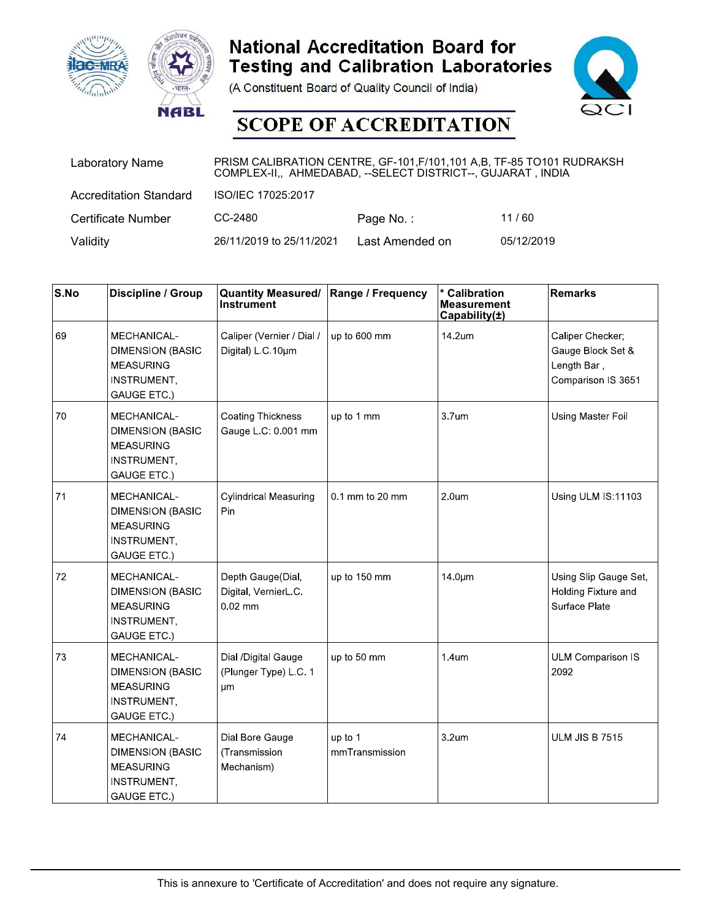# National Accreditation Board for Testing and Calibration Laboratories

(A Constituent Board of Quality Council of India)

## SCOPE OF ACCREDITATION

| | | | |
|---|---|---|---|
| Laboratory Name | PRISM CALIBRATION CENTRE, GF-101,F/101,101 A,B, TF-85 TO101 RUDRAKSH COMPLEX-II,, AHMEDABAD, --SELECT DISTRICT--, GUJARAT , INDIA | | |
| Accreditation Standard | ISO/IEC 17025:2017 | | |
| Certificate Number | CC-2480 | Page No. : | 11 / 60 |
| Validity | 26/11/2019 to 25/11/2021 | Last Amended on | 05/12/2019 |

| S.No | Discipline / Group | Quantity Measured/ Instrument | Range / Frequency | * Calibration Measurement Capability(±) | Remarks |
|---|---|---|---|---|---|
| 69 | MECHANICAL- DIMENSION (BASIC MEASURING INSTRUMENT, GAUGE ETC.) | Caliper (Vernier / Dial / Digital) L.C.10µm | up to 600 mm | 14.2um | Caliper Checker; Gauge Block Set & Length Bar , Comparison IS 3651 |
| 70 | MECHANICAL- DIMENSION (BASIC MEASURING INSTRUMENT, GAUGE ETC.) | Coating Thickness Gauge L.C: 0.001 mm | up to 1 mm | 3.7um | Using Master Foil |
| 71 | MECHANICAL- DIMENSION (BASIC MEASURING INSTRUMENT, GAUGE ETC.) | Cylindrical Measuring Pin | 0.1 mm to 20 mm | 2.0um | Using ULM IS:11103 |
| 72 | MECHANICAL- DIMENSION (BASIC MEASURING INSTRUMENT, GAUGE ETC.) | Depth Gauge(Dial, Digital, VernierL.C. 0.02 mm | up to 150 mm | 14.0µm | Using Slip Gauge Set, Holding Fixture and Surface Plate |
| 73 | MECHANICAL- DIMENSION (BASIC MEASURING INSTRUMENT, GAUGE ETC.) | Dial /Digital Gauge (Plunger Type) L.C. 1 µm | up to 50 mm | 1.4um | ULM Comparison IS 2092 |
| 74 | MECHANICAL- DIMENSION (BASIC MEASURING INSTRUMENT, GAUGE ETC.) | Dial Bore Gauge (Transmission Mechanism) | up to 1 mmTransmission | 3.2um | ULM JIS B 7515 |

This is annexure to 'Certificate of Accreditation' and does not require any signature.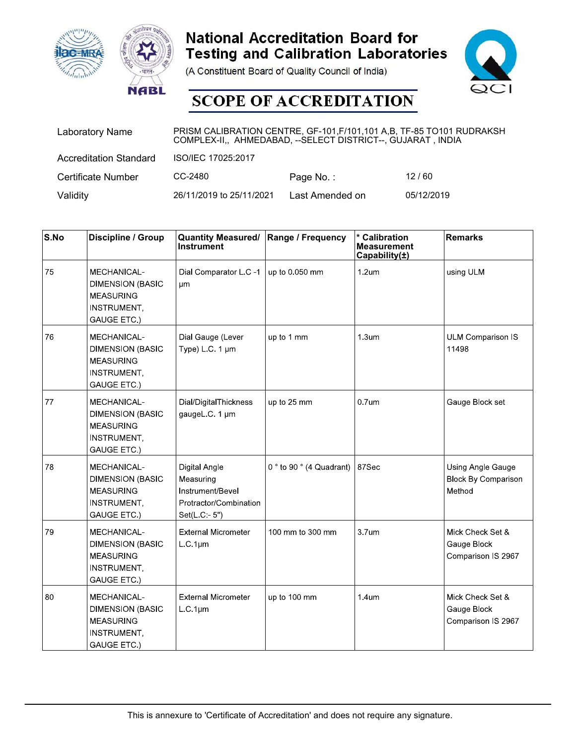# National Accreditation Board for Testing and Calibration Laboratories

(A Constituent Board of Quality Council of India)

## SCOPE OF ACCREDITATION

| | | | |
|---|---|---|---|
| Laboratory Name | PRISM CALIBRATION CENTRE, GF-101,F/101,101 A,B, TF-85 TO101 RUDRAKSH COMPLEX-II,, AHMEDABAD, --SELECT DISTRICT--, GUJARAT , INDIA | | |
| Accreditation Standard | ISO/IEC 17025:2017 | | |
| Certificate Number | CC-2480 | Page No. : | 12 / 60 |
| Validity | 26/11/2019 to 25/11/2021 | Last Amended on | 05/12/2019 |

| S.No | Discipline / Group | Quantity Measured/ Instrument | Range / Frequency | * Calibration Measurement Capability(±) | Remarks |
|---|---|---|---|---|---|
| 75 | MECHANICAL- DIMENSION (BASIC MEASURING INSTRUMENT, GAUGE ETC.) | Dial Comparator L.C -1 µm | up to 0.050 mm | 1.2um | using ULM |
| 76 | MECHANICAL- DIMENSION (BASIC MEASURING INSTRUMENT, GAUGE ETC.) | Dial Gauge (Lever Type) L.C. 1 µm | up to 1 mm | 1.3um | ULM Comparison IS 11498 |
| 77 | MECHANICAL- DIMENSION (BASIC MEASURING INSTRUMENT, GAUGE ETC.) | Dial/DigitalThickness gaugeL.C. 1 µm | up to 25 mm | 0.7um | Gauge Block set |
| 78 | MECHANICAL- DIMENSION (BASIC MEASURING INSTRUMENT, GAUGE ETC.) | Digital Angle Measuring Instrument/Bevel Protractor/Combination Set(L.C:- 5") | 0 ° to 90 ° (4 Quadrant) | 87Sec | Using Angle Gauge Block By Comparison Method |
| 79 | MECHANICAL- DIMENSION (BASIC MEASURING INSTRUMENT, GAUGE ETC.) | External Micrometer L.C.1µm | 100 mm to 300 mm | 3.7um | Mick Check Set & Gauge Block Comparison IS 2967 |
| 80 | MECHANICAL- DIMENSION (BASIC MEASURING INSTRUMENT, GAUGE ETC.) | External Micrometer L.C.1µm | up to 100 mm | 1.4um | Mick Check Set & Gauge Block Comparison IS 2967 |

This is annexure to 'Certificate of Accreditation' and does not require any signature.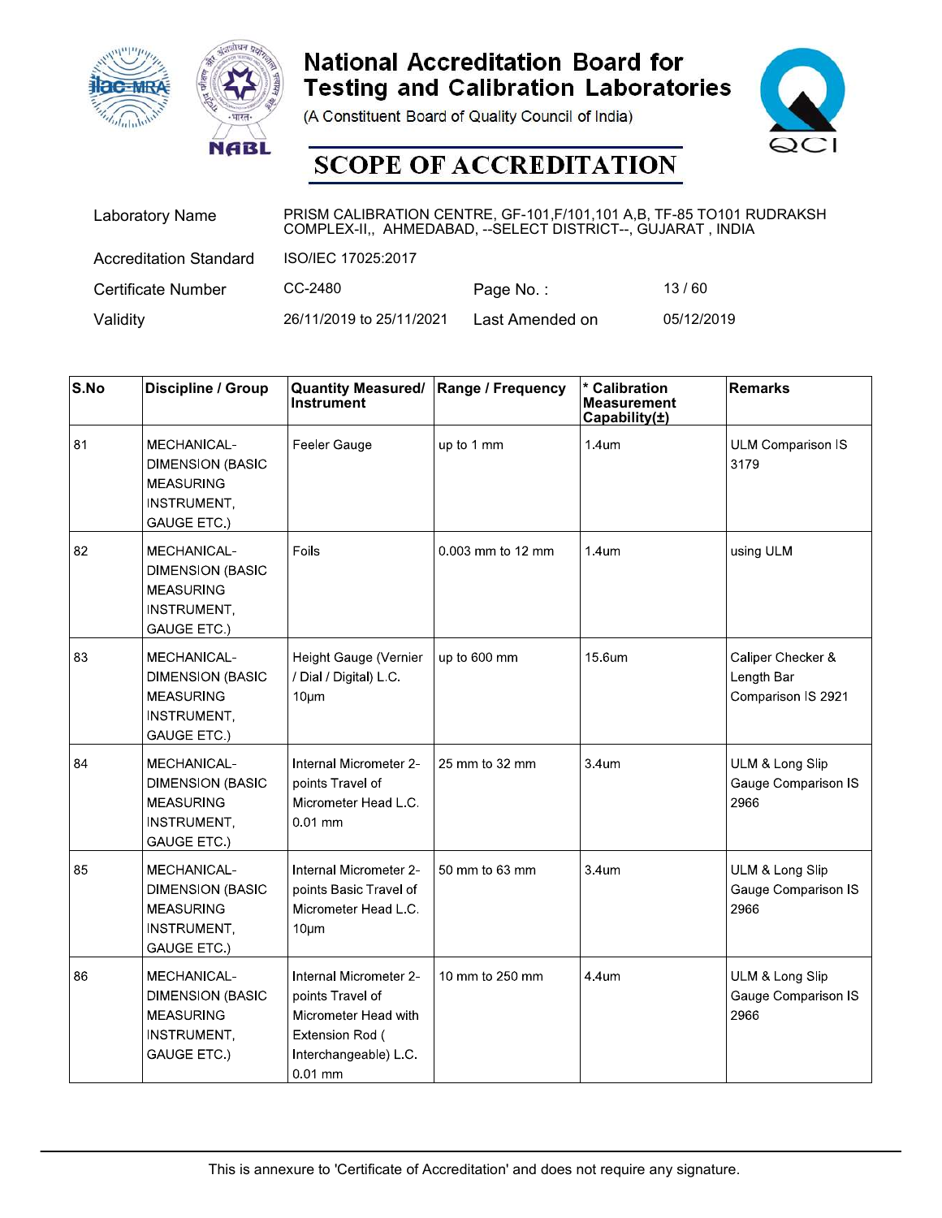# National Accreditation Board for Testing and Calibration Laboratories

(A Constituent Board of Quality Council of India)

## SCOPE OF ACCREDITATION

| | | | |
|---|---|---|---|
| Laboratory Name | PRISM CALIBRATION CENTRE, GF-101,F/101,101 A,B, TF-85 TO101 RUDRAKSH COMPLEX-II,, AHMEDABAD, --SELECT DISTRICT--, GUJARAT , INDIA | | |
| Accreditation Standard | ISO/IEC 17025:2017 | | |
| Certificate Number | CC-2480 | Page No. : | 13 / 60 |
| Validity | 26/11/2019 to 25/11/2021 | Last Amended on | 05/12/2019 |

| S.No | Discipline / Group | Quantity Measured/ Instrument | Range / Frequency | * Calibration Measurement Capability(±) | Remarks |
|---|---|---|---|---|---|
| 81 | MECHANICAL- DIMENSION (BASIC MEASURING INSTRUMENT, GAUGE ETC.) | Feeler Gauge | up to 1 mm | 1.4um | ULM Comparison IS 3179 |
| 82 | MECHANICAL- DIMENSION (BASIC MEASURING INSTRUMENT, GAUGE ETC.) | Foils | 0.003 mm to 12 mm | 1.4um | using ULM |
| 83 | MECHANICAL- DIMENSION (BASIC MEASURING INSTRUMENT, GAUGE ETC.) | Height Gauge (Vernier / Dial / Digital) L.C. 10µm | up to 600 mm | 15.6um | Caliper Checker & Length Bar Comparison IS 2921 |
| 84 | MECHANICAL- DIMENSION (BASIC MEASURING INSTRUMENT, GAUGE ETC.) | Internal Micrometer 2-points Travel of Micrometer Head L.C. 0.01 mm | 25 mm to 32 mm | 3.4um | ULM & Long Slip Gauge Comparison IS 2966 |
| 85 | MECHANICAL- DIMENSION (BASIC MEASURING INSTRUMENT, GAUGE ETC.) | Internal Micrometer 2-points Basic Travel of Micrometer Head L.C. 10µm | 50 mm to 63 mm | 3.4um | ULM & Long Slip Gauge Comparison IS 2966 |
| 86 | MECHANICAL- DIMENSION (BASIC MEASURING INSTRUMENT, GAUGE ETC.) | Internal Micrometer 2-points Travel of Micrometer Head with Extension Rod ( Interchangeable) L.C. 0.01 mm | 10 mm to 250 mm | 4.4um | ULM & Long Slip Gauge Comparison IS 2966 |

This is annexure to 'Certificate of Accreditation' and does not require any signature.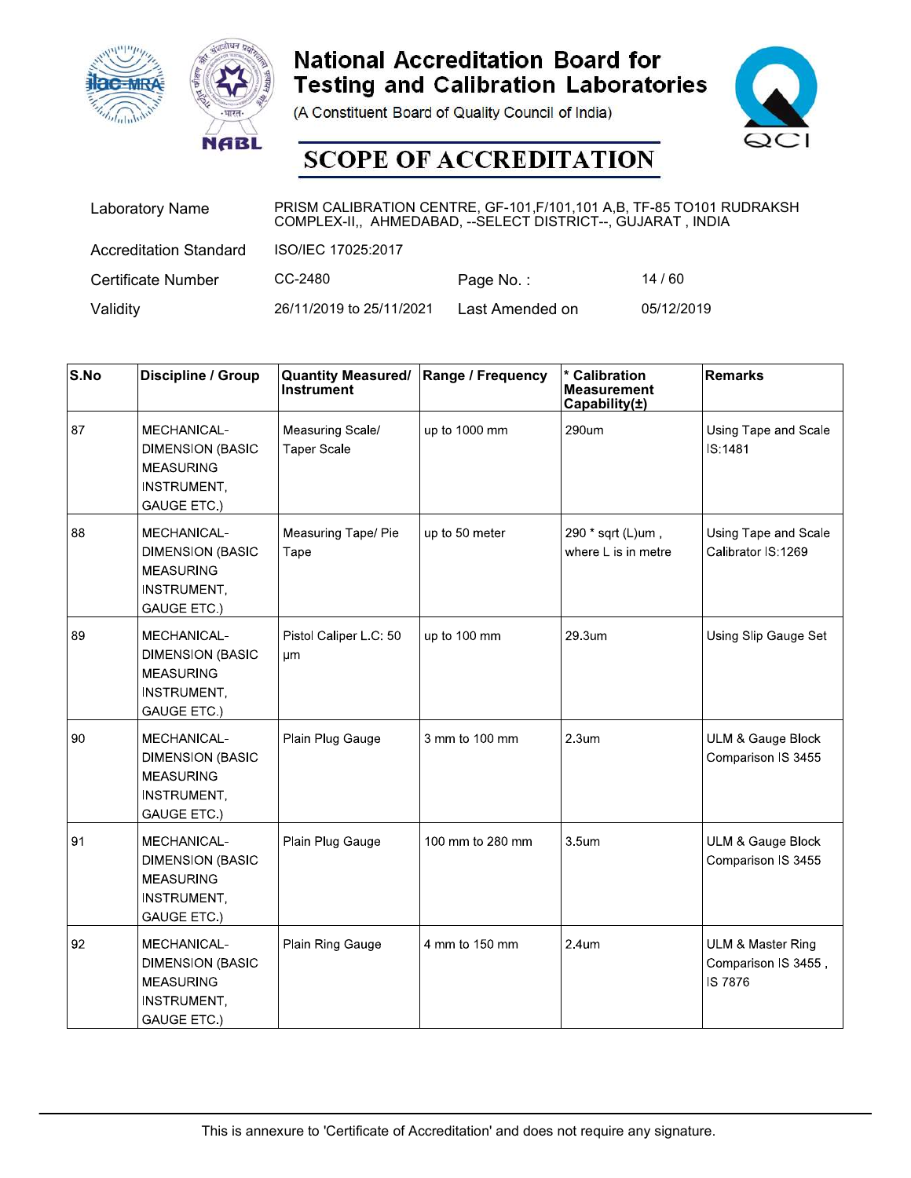# National Accreditation Board for Testing and Calibration Laboratories

(A Constituent Board of Quality Council of India)

## SCOPE OF ACCREDITATION

| | | | |
|---|---|---|---|
| Laboratory Name | PRISM CALIBRATION CENTRE, GF-101,F/101,101 A,B, TF-85 TO101 RUDRAKSH COMPLEX-II,, AHMEDABAD, --SELECT DISTRICT--, GUJARAT , INDIA | | |
| Accreditation Standard | ISO/IEC 17025:2017 | | |
| Certificate Number | CC-2480 | Page No. : | 14 / 60 |
| Validity | 26/11/2019 to 25/11/2021 | Last Amended on | 05/12/2019 |

| S.No | Discipline / Group | Quantity Measured/ Instrument | Range / Frequency | * Calibration Measurement Capability(±) | Remarks |
|---|---|---|---|---|---|
| 87 | MECHANICAL- DIMENSION (BASIC MEASURING INSTRUMENT, GAUGE ETC.) | Measuring Scale/ Taper Scale | up to 1000 mm | 290um | Using Tape and Scale IS:1481 |
| 88 | MECHANICAL- DIMENSION (BASIC MEASURING INSTRUMENT, GAUGE ETC.) | Measuring Tape/ Pie Tape | up to 50 meter | 290 * sqrt (L)um , where L is in metre | Using Tape and Scale Calibrator IS:1269 |
| 89 | MECHANICAL- DIMENSION (BASIC MEASURING INSTRUMENT, GAUGE ETC.) | Pistol Caliper L.C: 50 µm | up to 100 mm | 29.3um | Using Slip Gauge Set |
| 90 | MECHANICAL- DIMENSION (BASIC MEASURING INSTRUMENT, GAUGE ETC.) | Plain Plug Gauge | 3 mm to 100 mm | 2.3um | ULM & Gauge Block Comparison IS 3455 |
| 91 | MECHANICAL- DIMENSION (BASIC MEASURING INSTRUMENT, GAUGE ETC.) | Plain Plug Gauge | 100 mm to 280 mm | 3.5um | ULM & Gauge Block Comparison IS 3455 |
| 92 | MECHANICAL- DIMENSION (BASIC MEASURING INSTRUMENT, GAUGE ETC.) | Plain Ring Gauge | 4 mm to 150 mm | 2.4um | ULM & Master Ring Comparison IS 3455 , IS 7876 |

This is annexure to 'Certificate of Accreditation' and does not require any signature.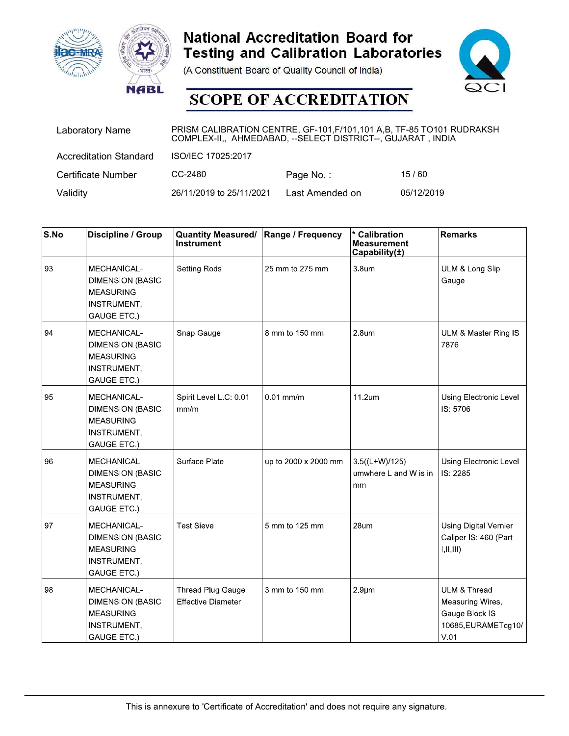# National Accreditation Board for Testing and Calibration Laboratories

(A Constituent Board of Quality Council of India)

## SCOPE OF ACCREDITATION

| | | | |
|---|---|---|---|
| Laboratory Name | PRISM CALIBRATION CENTRE, GF-101,F/101,101 A,B, TF-85 TO101 RUDRAKSH COMPLEX-II,, AHMEDABAD, --SELECT DISTRICT--, GUJARAT , INDIA | | |
| Accreditation Standard | ISO/IEC 17025:2017 | | |
| Certificate Number | CC-2480 | Page No. : | 15 / 60 |
| Validity | 26/11/2019 to 25/11/2021 | Last Amended on | 05/12/2019 |

| S.No | Discipline / Group | Quantity Measured/ Instrument | Range / Frequency | * Calibration Measurement Capability(±) | Remarks |
|---|---|---|---|---|---|
| 93 | MECHANICAL- DIMENSION (BASIC MEASURING INSTRUMENT, GAUGE ETC.) | Setting Rods | 25 mm to 275 mm | 3.8um | ULM & Long Slip Gauge |
| 94 | MECHANICAL- DIMENSION (BASIC MEASURING INSTRUMENT, GAUGE ETC.) | Snap Gauge | 8 mm to 150 mm | 2.8um | ULM & Master Ring IS 7876 |
| 95 | MECHANICAL- DIMENSION (BASIC MEASURING INSTRUMENT, GAUGE ETC.) | Spirit Level L.C: 0.01 mm/m | 0.01 mm/m | 11.2um | Using Electronic Level IS: 5706 |
| 96 | MECHANICAL- DIMENSION (BASIC MEASURING INSTRUMENT, GAUGE ETC.) | Surface Plate | up to 2000 x 2000 mm | 3.5((L+W)/125) umwhere L and W is in mm | Using Electronic Level IS: 2285 |
| 97 | MECHANICAL- DIMENSION (BASIC MEASURING INSTRUMENT, GAUGE ETC.) | Test Sieve | 5 mm to 125 mm | 28um | Using Digital Vernier Caliper IS: 460 (Part I,II,III) |
| 98 | MECHANICAL- DIMENSION (BASIC MEASURING INSTRUMENT, GAUGE ETC.) | Thread Plug Gauge Effective Diameter | 3 mm to 150 mm | 2.9µm | ULM & Thread Measuring Wires, Gauge Block IS 10685,EURAMETcg10/ V.01 |

This is annexure to 'Certificate of Accreditation' and does not require any signature.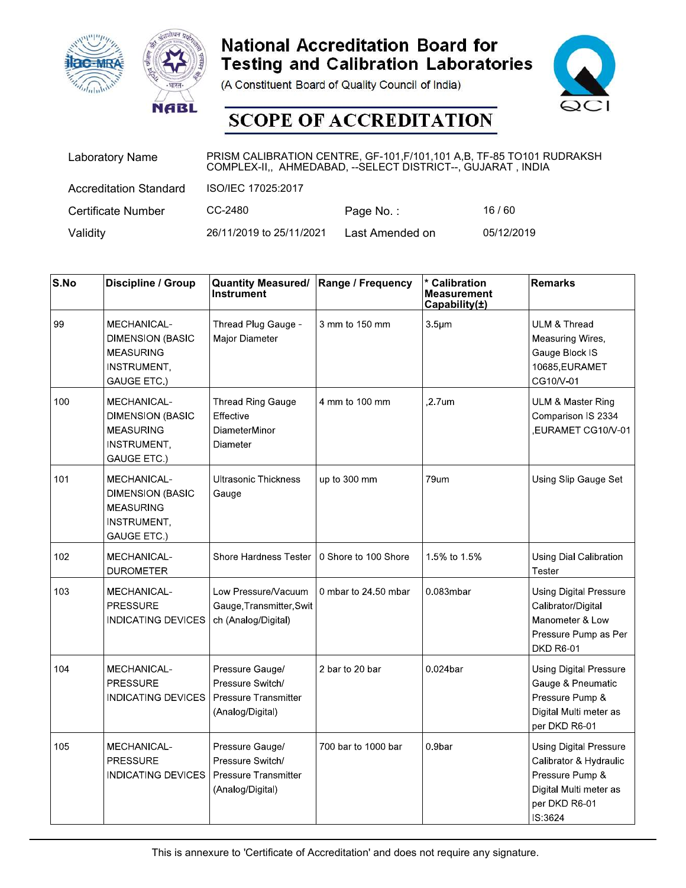# National Accreditation Board for Testing and Calibration Laboratories

(A Constituent Board of Quality Council of India)

## SCOPE OF ACCREDITATION

| | | | |
|---|---|---|---|
| Laboratory Name | PRISM CALIBRATION CENTRE, GF-101,F/101,101 A,B, TF-85 TO101 RUDRAKSH COMPLEX-II,, AHMEDABAD, --SELECT DISTRICT--, GUJARAT , INDIA | | |
| Accreditation Standard | ISO/IEC 17025:2017 | | |
| Certificate Number | CC-2480 | Page No. : | 16 / 60 |
| Validity | 26/11/2019 to 25/11/2021 | Last Amended on | 05/12/2019 |

| S.No | Discipline / Group | Quantity Measured/ Instrument | Range / Frequency | * Calibration Measurement Capability(±) | Remarks |
|---|---|---|---|---|---|
| 99 | MECHANICAL- DIMENSION (BASIC MEASURING INSTRUMENT, GAUGE ETC.) | Thread Plug Gauge - Major Diameter | 3 mm to 150 mm | 3.5µm | ULM & Thread Measuring Wires, Gauge Block IS 10685,EURAMET CG10/V-01 |
| 100 | MECHANICAL- DIMENSION (BASIC MEASURING INSTRUMENT, GAUGE ETC.) | Thread Ring Gauge Effective DiameterMinor Diameter | 4 mm to 100 mm | ,2.7um | ULM & Master Ring Comparison IS 2334 ,EURAMET CG10/V-01 |
| 101 | MECHANICAL- DIMENSION (BASIC MEASURING INSTRUMENT, GAUGE ETC.) | Ultrasonic Thickness Gauge | up to 300 mm | 79um | Using Slip Gauge Set |
| 102 | MECHANICAL- DUROMETER | Shore Hardness Tester | 0 Shore to 100 Shore | 1.5% to 1.5% | Using Dial Calibration Tester |
| 103 | MECHANICAL- PRESSURE INDICATING DEVICES | Low Pressure/Vacuum Gauge,Transmitter,Switch (Analog/Digital) | 0 mbar to 24.50 mbar | 0.083mbar | Using Digital Pressure Calibrator/Digital Manometer & Low Pressure Pump as Per DKD R6-01 |
| 104 | MECHANICAL- PRESSURE INDICATING DEVICES | Pressure Gauge/ Pressure Switch/ Pressure Transmitter (Analog/Digital) | 2 bar to 20 bar | 0.024bar | Using Digital Pressure Gauge & Pneumatic Pressure Pump & Digital Multi meter as per DKD R6-01 |
| 105 | MECHANICAL- PRESSURE INDICATING DEVICES | Pressure Gauge/ Pressure Switch/ Pressure Transmitter (Analog/Digital) | 700 bar to 1000 bar | 0.9bar | Using Digital Pressure Calibrator & Hydraulic Pressure Pump & Digital Multi meter as per DKD R6-01 IS:3624 |

This is annexure to 'Certificate of Accreditation' and does not require any signature.